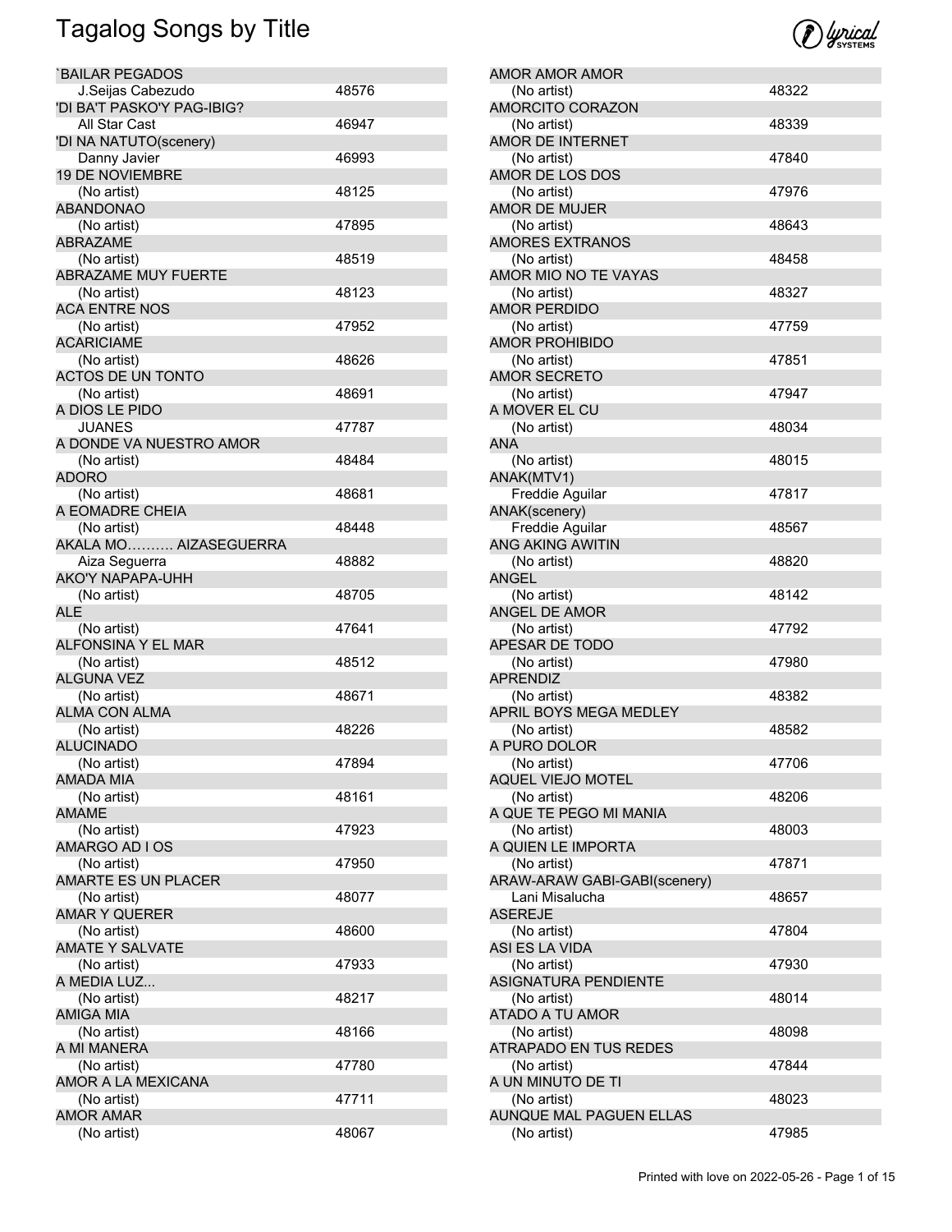# Tagalog Songs by Title

| Title / Artist | Number |
|---|---|
| `BAILAR PEGADOS | |
| J.Seijas Cabezudo | 48576 |
| 'DI BA'T PASKO'Y PAG-IBIG? | |
| All Star Cast | 46947 |
| 'DI NA NATUTO(scenery) | |
| Danny Javier | 46993 |
| 19 DE NOVIEMBRE | |
| (No artist) | 48125 |
| ABANDONAO | |
| (No artist) | 47895 |
| ABRAZAME | |
| (No artist) | 48519 |
| ABRAZAME MUY FUERTE | |
| (No artist) | 48123 |
| ACA ENTRE NOS | |
| (No artist) | 47952 |
| ACARICIAME | |
| (No artist) | 48626 |
| ACTOS DE UN TONTO | |
| (No artist) | 48691 |
| A DIOS LE PIDO | |
| JUANES | 47787 |
| A DONDE VA NUESTRO AMOR | |
| (No artist) | 48484 |
| ADORO | |
| (No artist) | 48681 |
| A EOMADRE CHEIA | |
| (No artist) | 48448 |
| AKALA MO………. AIZASEGUERRA | |
| Aiza Seguerra | 48882 |
| AKO'Y NAPAPA-UHH | |
| (No artist) | 48705 |
| ALE | |
| (No artist) | 47641 |
| ALFONSINA Y EL MAR | |
| (No artist) | 48512 |
| ALGUNA VEZ | |
| (No artist) | 48671 |
| ALMA CON ALMA | |
| (No artist) | 48226 |
| ALUCINADO | |
| (No artist) | 47894 |
| AMADA MIA | |
| (No artist) | 48161 |
| AMAME | |
| (No artist) | 47923 |
| AMARGO AD I OS | |
| (No artist) | 47950 |
| AMARTE ES UN PLACER | |
| (No artist) | 48077 |
| AMAR Y QUERER | |
| (No artist) | 48600 |
| AMATE Y SALVATE | |
| (No artist) | 47933 |
| A MEDIA LUZ... | |
| (No artist) | 48217 |
| AMIGA MIA | |
| (No artist) | 48166 |
| A MI MANERA | |
| (No artist) | 47780 |
| AMOR A LA MEXICANA | |
| (No artist) | 47711 |
| AMOR AMAR | |
| (No artist) | 48067 |
| AMOR AMOR AMOR | |
| (No artist) | 48322 |
| AMORCITO CORAZON | |
| (No artist) | 48339 |
| AMOR DE INTERNET | |
| (No artist) | 47840 |
| AMOR DE LOS DOS | |
| (No artist) | 47976 |
| AMOR DE MUJER | |
| (No artist) | 48643 |
| AMORES EXTRANOS | |
| (No artist) | 48458 |
| AMOR MIO NO TE VAYAS | |
| (No artist) | 48327 |
| AMOR PERDIDO | |
| (No artist) | 47759 |
| AMOR PROHIBIDO | |
| (No artist) | 47851 |
| AMOR SECRETO | |
| (No artist) | 47947 |
| A MOVER EL CU | |
| (No artist) | 48034 |
| ANA | |
| (No artist) | 48015 |
| ANAK(MTV1) | |
| Freddie Aguilar | 47817 |
| ANAK(scenery) | |
| Freddie Aguilar | 48567 |
| ANG AKING AWITIN | |
| (No artist) | 48820 |
| ANGEL | |
| (No artist) | 48142 |
| ANGEL DE AMOR | |
| (No artist) | 47792 |
| APESAR DE TODO | |
| (No artist) | 47980 |
| APRENDIZ | |
| (No artist) | 48382 |
| APRIL BOYS MEGA MEDLEY | |
| (No artist) | 48582 |
| A PURO DOLOR | |
| (No artist) | 47706 |
| AQUEL VIEJO MOTEL | |
| (No artist) | 48206 |
| A QUE TE PEGO MI MANIA | |
| (No artist) | 48003 |
| A QUIEN LE IMPORTA | |
| (No artist) | 47871 |
| ARAW-ARAW GABI-GABI(scenery) | |
| Lani Misalucha | 48657 |
| ASEREJE | |
| (No artist) | 47804 |
| ASI ES LA VIDA | |
| (No artist) | 47930 |
| ASIGNATURA PENDIENTE | |
| (No artist) | 48014 |
| ATADO A TU AMOR | |
| (No artist) | 48098 |
| ATRAPADO EN TUS REDES | |
| (No artist) | 47844 |
| A UN MINUTO DE TI | |
| (No artist) | 48023 |
| AUNQUE MAL PAGUEN ELLAS | |
| (No artist) | 47985 |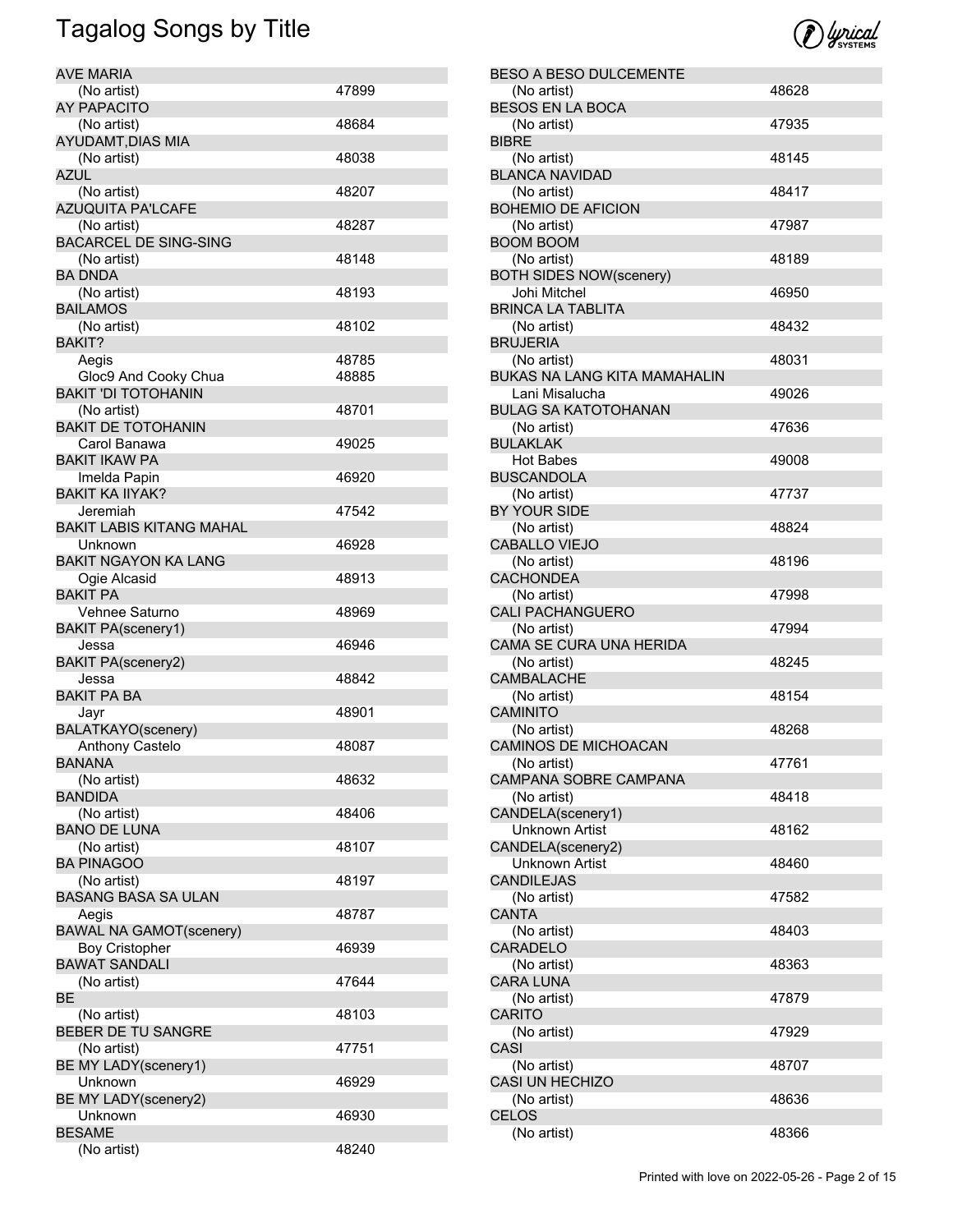# Tagalog Songs by Title

| Title / Artist | Number |
|---|---|
| **AVE MARIA** | |
| (No artist) | 47899 |
| **AY PAPACITO** | |
| (No artist) | 48684 |
| **AYUDAMT,DIAS MIA** | |
| (No artist) | 48038 |
| **AZUL** | |
| (No artist) | 48207 |
| **AZUQUITA PA'LCAFE** | |
| (No artist) | 48287 |
| **BACARCEL DE SING-SING** | |
| (No artist) | 48148 |
| **BA DNDA** | |
| (No artist) | 48193 |
| **BAILAMOS** | |
| (No artist) | 48102 |
| **BAKIT?** | |
| Aegis | 48785 |
| Gloc9 And Cooky Chua | 48885 |
| **BAKIT 'DI TOTOHANIN** | |
| (No artist) | 48701 |
| **BAKIT DE TOTOHANIN** | |
| Carol Banawa | 49025 |
| **BAKIT IKAW PA** | |
| Imelda Papin | 46920 |
| **BAKIT KA IIYAK?** | |
| Jeremiah | 47542 |
| **BAKIT LABIS KITANG MAHAL** | |
| Unknown | 46928 |
| **BAKIT NGAYON KA LANG** | |
| Ogie Alcasid | 48913 |
| **BAKIT PA** | |
| Vehnee Saturno | 48969 |
| **BAKIT PA(scenery1)** | |
| Jessa | 46946 |
| **BAKIT PA(scenery2)** | |
| Jessa | 48842 |
| **BAKIT PA BA** | |
| Jayr | 48901 |
| **BALATKAYO(scenery)** | |
| Anthony Castelo | 48087 |
| **BANANA** | |
| (No artist) | 48632 |
| **BANDIDA** | |
| (No artist) | 48406 |
| **BANO DE LUNA** | |
| (No artist) | 48107 |
| **BA PINAGOO** | |
| (No artist) | 48197 |
| **BASANG BASA SA ULAN** | |
| Aegis | 48787 |
| **BAWAL NA GAMOT(scenery)** | |
| Boy Cristopher | 46939 |
| **BAWAT SANDALI** | |
| (No artist) | 47644 |
| **BE** | |
| (No artist) | 48103 |
| **BEBER DE TU SANGRE** | |
| (No artist) | 47751 |
| **BE MY LADY(scenery1)** | |
| Unknown | 46929 |
| **BE MY LADY(scenery2)** | |
| Unknown | 46930 |
| **BESAME** | |
| (No artist) | 48240 |
| **BESO A BESO DULCEMENTE** | |
| (No artist) | 48628 |
| **BESOS EN LA BOCA** | |
| (No artist) | 47935 |
| **BIBRE** | |
| (No artist) | 48145 |
| **BLANCA NAVIDAD** | |
| (No artist) | 48417 |
| **BOHEMIO DE AFICION** | |
| (No artist) | 47987 |
| **BOOM BOOM** | |
| (No artist) | 48189 |
| **BOTH SIDES NOW(scenery)** | |
| Johi Mitchel | 46950 |
| **BRINCA LA TABLITA** | |
| (No artist) | 48432 |
| **BRUJERIA** | |
| (No artist) | 48031 |
| **BUKAS NA LANG KITA MAMAHALIN** | |
| Lani Misalucha | 49026 |
| **BULAG SA KATOTOHANAN** | |
| (No artist) | 47636 |
| **BULAKLAK** | |
| Hot Babes | 49008 |
| **BUSCANDOLA** | |
| (No artist) | 47737 |
| **BY YOUR SIDE** | |
| (No artist) | 48824 |
| **CABALLO VIEJO** | |
| (No artist) | 48196 |
| **CACHONDEA** | |
| (No artist) | 47998 |
| **CALI PACHANGUERO** | |
| (No artist) | 47994 |
| **CAMA SE CURA UNA HERIDA** | |
| (No artist) | 48245 |
| **CAMBALACHE** | |
| (No artist) | 48154 |
| **CAMINITO** | |
| (No artist) | 48268 |
| **CAMINOS DE MICHOACAN** | |
| (No artist) | 47761 |
| **CAMPANA SOBRE CAMPANA** | |
| (No artist) | 48418 |
| **CANDELA(scenery1)** | |
| Unknown Artist | 48162 |
| **CANDELA(scenery2)** | |
| Unknown Artist | 48460 |
| **CANDILEJAS** | |
| (No artist) | 47582 |
| **CANTA** | |
| (No artist) | 48403 |
| **CARADELO** | |
| (No artist) | 48363 |
| **CARA LUNA** | |
| (No artist) | 47879 |
| **CARITO** | |
| (No artist) | 47929 |
| **CASI** | |
| (No artist) | 48707 |
| **CASI UN HECHIZO** | |
| (No artist) | 48636 |
| **CELOS** | |
| (No artist) | 48366 |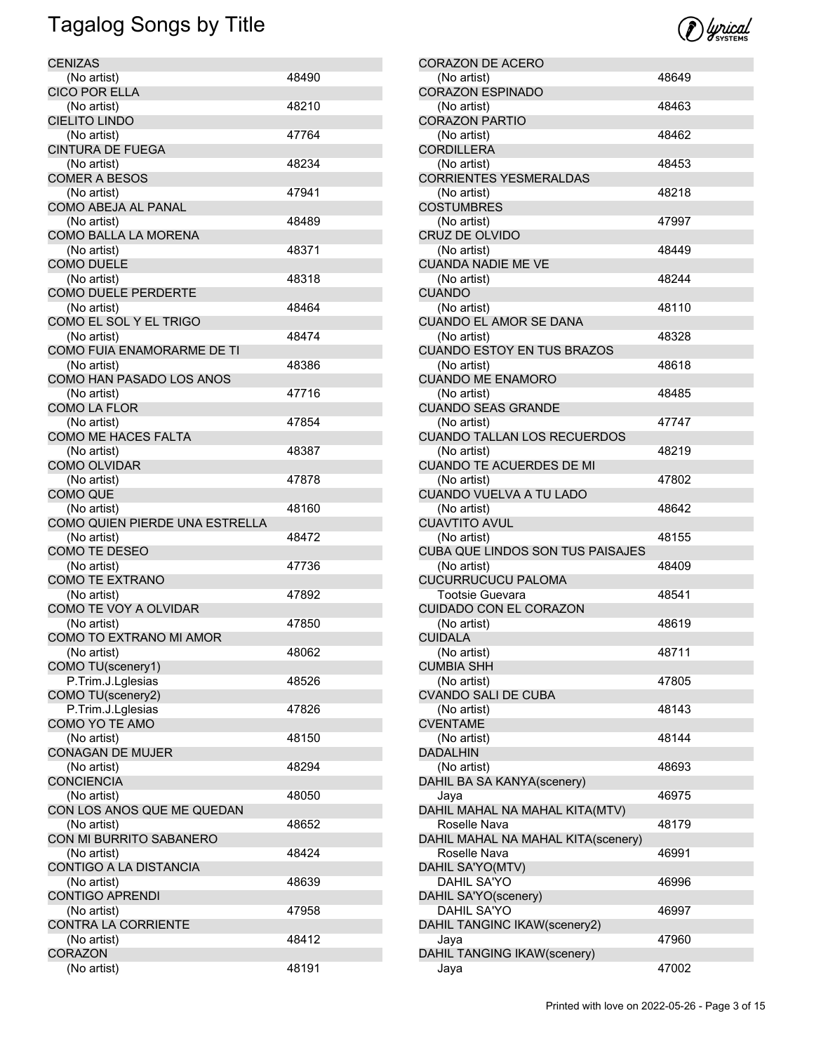# Tagalog Songs by Title

| Title | Artist | Number |
|---|---|---|
| CENIZAS | (No artist) | 48490 |
| CICO POR ELLA | (No artist) | 48210 |
| CIELITO LINDO | (No artist) | 47764 |
| CINTURA DE FUEGA | (No artist) | 48234 |
| COMER A BESOS | (No artist) | 47941 |
| COMO ABEJA AL PANAL | (No artist) | 48489 |
| COMO BALLA LA MORENA | (No artist) | 48371 |
| COMO DUELE | (No artist) | 48318 |
| COMO DUELE PERDERTE | (No artist) | 48464 |
| COMO EL SOL Y EL TRIGO | (No artist) | 48474 |
| COMO FUIA ENAMORARME DE TI | (No artist) | 48386 |
| COMO HAN PASADO LOS ANOS | (No artist) | 47716 |
| COMO LA FLOR | (No artist) | 47854 |
| COMO ME HACES FALTA | (No artist) | 48387 |
| COMO OLVIDAR | (No artist) | 47878 |
| COMO QUE | (No artist) | 48160 |
| COMO QUIEN PIERDE UNA ESTRELLA | (No artist) | 48472 |
| COMO TE DESEO | (No artist) | 47736 |
| COMO TE EXTRANO | (No artist) | 47892 |
| COMO TE VOY A OLVIDAR | (No artist) | 47850 |
| COMO TO EXTRANO MI AMOR | (No artist) | 48062 |
| COMO TU(scenery1) | P.Trim.J.Lglesias | 48526 |
| COMO TU(scenery2) | P.Trim.J.Lglesias | 47826 |
| COMO YO TE AMO | (No artist) | 48150 |
| CONAGAN DE MUJER | (No artist) | 48294 |
| CONCIENCIA | (No artist) | 48050 |
| CON LOS ANOS QUE ME QUEDAN | (No artist) | 48652 |
| CON MI BURRITO SABANERO | (No artist) | 48424 |
| CONTIGO A LA DISTANCIA | (No artist) | 48639 |
| CONTIGO APRENDI | (No artist) | 47958 |
| CONTRA LA CORRIENTE | (No artist) | 48412 |
| CORAZON | (No artist) | 48191 |
| CORAZON DE ACERO | (No artist) | 48649 |
| CORAZON ESPINADO | (No artist) | 48463 |
| CORAZON PARTIO | (No artist) | 48462 |
| CORDILLERA | (No artist) | 48453 |
| CORRIENTES YESMERALDAS | (No artist) | 48218 |
| COSTUMBRES | (No artist) | 47997 |
| CRUZ DE OLVIDO | (No artist) | 48449 |
| CUANDA NADIE ME VE | (No artist) | 48244 |
| CUANDO | (No artist) | 48110 |
| CUANDO EL AMOR SE DANA | (No artist) | 48328 |
| CUANDO ESTOY EN TUS BRAZOS | (No artist) | 48618 |
| CUANDO ME ENAMORO | (No artist) | 48485 |
| CUANDO SEAS GRANDE | (No artist) | 47747 |
| CUANDO TALLAN LOS RECUERDOS | (No artist) | 48219 |
| CUANDO TE ACUERDES DE MI | (No artist) | 47802 |
| CUANDO VUELVA A TU LADO | (No artist) | 48642 |
| CUAVTITO AVUL | (No artist) | 48155 |
| CUBA QUE LINDOS SON TUS PAISAJES | (No artist) | 48409 |
| CUCURRUCUCU PALOMA | Tootsie Guevara | 48541 |
| CUIDADO CON EL CORAZON | (No artist) | 48619 |
| CUIDALA | (No artist) | 48711 |
| CUMBIA SHH | (No artist) | 47805 |
| CVANDO SALI DE CUBA | (No artist) | 48143 |
| CVENTAME | (No artist) | 48144 |
| DADALHIN | (No artist) | 48693 |
| DAHIL BA SA KANYA(scenery) | Jaya | 46975 |
| DAHIL MAHAL NA MAHAL KITA(MTV) | Roselle Nava | 48179 |
| DAHIL MAHAL NA MAHAL KITA(scenery) | Roselle Nava | 46991 |
| DAHIL SA'YO(MTV) | DAHIL SA'YO | 46996 |
| DAHIL SA'YO(scenery) | DAHIL SA'YO | 46997 |
| DAHIL TANGINC IKAW(scenery2) | Jaya | 47960 |
| DAHIL TANGING IKAW(scenery) | Jaya | 47002 |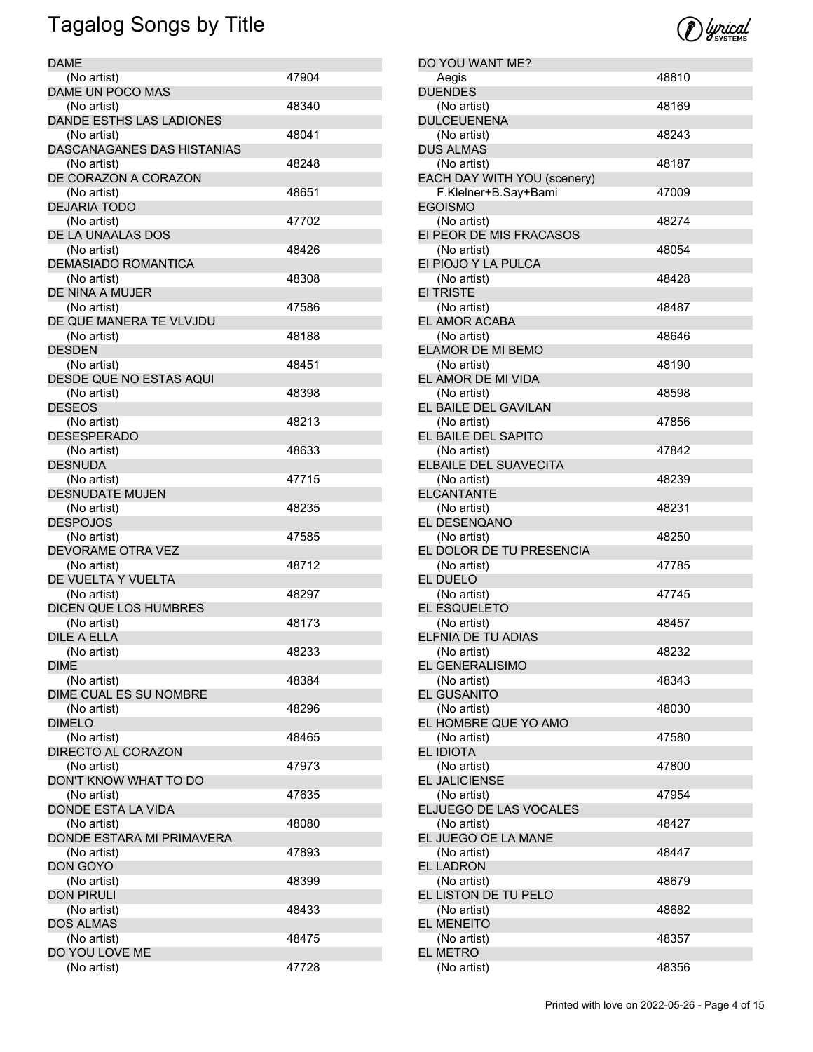# Tagalog Songs by Title

| Title | Artist | Number |
|---|---|---|
| DAME | (No artist) | 47904 |
| DAME UN POCO MAS | (No artist) | 48340 |
| DANDE ESTHS LAS LADIONES | (No artist) | 48041 |
| DASCANAGANES DAS HISTANIAS | (No artist) | 48248 |
| DE CORAZON A CORAZON | (No artist) | 48651 |
| DEJARIA TODO | (No artist) | 47702 |
| DE LA UNAALAS DOS | (No artist) | 48426 |
| DEMASIADO ROMANTICA | (No artist) | 48308 |
| DE NINA A MUJER | (No artist) | 47586 |
| DE QUE MANERA TE VLVJDU | (No artist) | 48188 |
| DESDEN | (No artist) | 48451 |
| DESDE QUE NO ESTAS AQUI | (No artist) | 48398 |
| DESEOS | (No artist) | 48213 |
| DESESPERADO | (No artist) | 48633 |
| DESNUDA | (No artist) | 47715 |
| DESNUDATE MUJEN | (No artist) | 48235 |
| DESPOJOS | (No artist) | 47585 |
| DEVORAME OTRA VEZ | (No artist) | 48712 |
| DE VUELTA Y VUELTA | (No artist) | 48297 |
| DICEN QUE LOS HUMBRES | (No artist) | 48173 |
| DILE A ELLA | (No artist) | 48233 |
| DIME | (No artist) | 48384 |
| DIME CUAL ES SU NOMBRE | (No artist) | 48296 |
| DIMELO | (No artist) | 48465 |
| DIRECTO AL CORAZON | (No artist) | 47973 |
| DON'T KNOW WHAT TO DO | (No artist) | 47635 |
| DONDE ESTA LA VIDA | (No artist) | 48080 |
| DONDE ESTARA MI PRIMAVERA | (No artist) | 47893 |
| DON GOYO | (No artist) | 48399 |
| DON PIRULI | (No artist) | 48433 |
| DOS ALMAS | (No artist) | 48475 |
| DO YOU LOVE ME | (No artist) | 47728 |
| DO YOU WANT ME? | Aegis | 48810 |
| DUENDES | (No artist) | 48169 |
| DULCEUENENA | (No artist) | 48243 |
| DUS ALMAS | (No artist) | 48187 |
| EACH DAY WITH YOU (scenery) | F.Klelner+B.Say+Bami | 47009 |
| EGOISMO | (No artist) | 48274 |
| EI PEOR DE MIS FRACASOS | (No artist) | 48054 |
| EI PIOJO Y LA PULCA | (No artist) | 48428 |
| EI TRISTE | (No artist) | 48487 |
| EL AMOR ACABA | (No artist) | 48646 |
| ELAMOR DE MI BEMO | (No artist) | 48190 |
| EL AMOR DE MI VIDA | (No artist) | 48598 |
| EL BAILE DEL GAVILAN | (No artist) | 47856 |
| EL BAILE DEL SAPITO | (No artist) | 47842 |
| ELBAILE DEL SUAVECITA | (No artist) | 48239 |
| ELCANTANTE | (No artist) | 48231 |
| EL DESENQANO | (No artist) | 48250 |
| EL DOLOR DE TU PRESENCIA | (No artist) | 47785 |
| EL DUELO | (No artist) | 47745 |
| EL ESQUELETO | (No artist) | 48457 |
| ELFNIA DE TU ADIAS | (No artist) | 48232 |
| EL GENERALISIMO | (No artist) | 48343 |
| EL GUSANITO | (No artist) | 48030 |
| EL HOMBRE QUE YO AMO | (No artist) | 47580 |
| EL IDIOTA | (No artist) | 47800 |
| EL JALICIENSE | (No artist) | 47954 |
| ELJUEGO DE LAS VOCALES | (No artist) | 48427 |
| EL JUEGO OE LA MANE | (No artist) | 48447 |
| EL LADRON | (No artist) | 48679 |
| EL LISTON DE TU PELO | (No artist) | 48682 |
| EL MENEITO | (No artist) | 48357 |
| EL METRO | (No artist) | 48356 |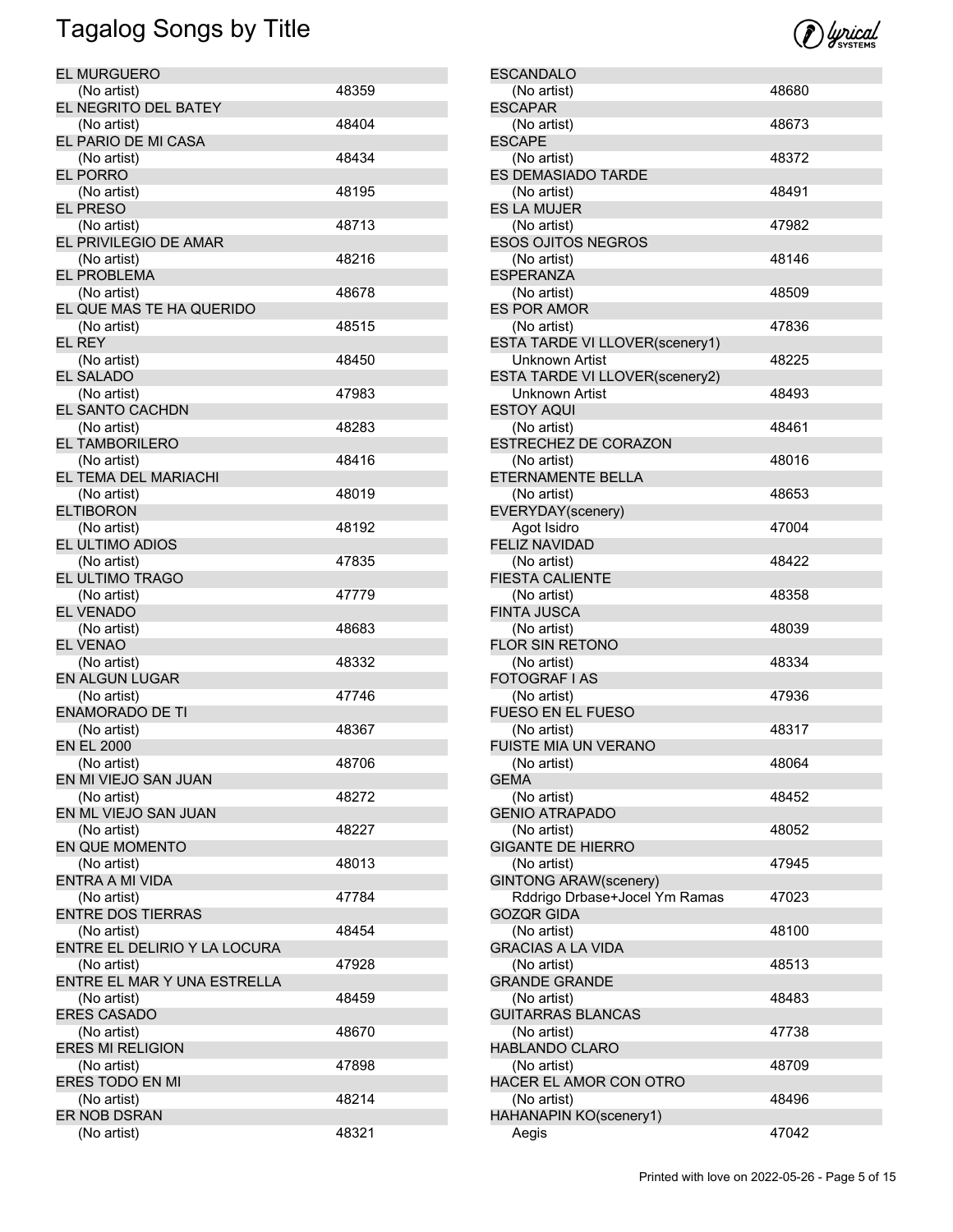# Tagalog Songs by Title

| Title | Artist | Number |
|---|---|---|
| EL MURGUERO | (No artist) | 48359 |
| EL NEGRITO DEL BATEY | (No artist) | 48404 |
| EL PARIO DE MI CASA | (No artist) | 48434 |
| EL PORRO | (No artist) | 48195 |
| EL PRESO | (No artist) | 48713 |
| EL PRIVILEGIO DE AMAR | (No artist) | 48216 |
| EL PROBLEMA | (No artist) | 48678 |
| EL QUE MAS TE HA QUERIDO | (No artist) | 48515 |
| EL REY | (No artist) | 48450 |
| EL SALADO | (No artist) | 47983 |
| EL SANTO CACHDN | (No artist) | 48283 |
| EL TAMBORILERO | (No artist) | 48416 |
| EL TEMA DEL MARIACHI | (No artist) | 48019 |
| ELTIBORON | (No artist) | 48192 |
| EL ULTIMO ADIOS | (No artist) | 47835 |
| EL ULTIMO TRAGO | (No artist) | 47779 |
| EL VENADO | (No artist) | 48683 |
| EL VENAO | (No artist) | 48332 |
| EN ALGUN LUGAR | (No artist) | 47746 |
| ENAMORADO DE TI | (No artist) | 48367 |
| EN EL 2000 | (No artist) | 48706 |
| EN MI VIEJO SAN JUAN | (No artist) | 48272 |
| EN ML VIEJO SAN JUAN | (No artist) | 48227 |
| EN QUE MOMENTO | (No artist) | 48013 |
| ENTRA A MI VIDA | (No artist) | 47784 |
| ENTRE DOS TIERRAS | (No artist) | 48454 |
| ENTRE EL DELIRIO Y LA LOCURA | (No artist) | 47928 |
| ENTRE EL MAR Y UNA ESTRELLA | (No artist) | 48459 |
| ERES CASADO | (No artist) | 48670 |
| ERES MI RELIGION | (No artist) | 47898 |
| ERES TODO EN MI | (No artist) | 48214 |
| ER NOB DSRAN | (No artist) | 48321 |
| ESCANDALO | (No artist) | 48680 |
| ESCAPAR | (No artist) | 48673 |
| ESCAPE | (No artist) | 48372 |
| ES DEMASIADO TARDE | (No artist) | 48491 |
| ES LA MUJER | (No artist) | 47982 |
| ESOS OJITOS NEGROS | (No artist) | 48146 |
| ESPERANZA | (No artist) | 48509 |
| ES POR AMOR | (No artist) | 47836 |
| ESTA TARDE VI LLOVER(scenery1) | Unknown Artist | 48225 |
| ESTA TARDE VI LLOVER(scenery2) | Unknown Artist | 48493 |
| ESTOY AQUI | (No artist) | 48461 |
| ESTRECHEZ DE CORAZON | (No artist) | 48016 |
| ETERNAMENTE BELLA | (No artist) | 48653 |
| EVERYDAY(scenery) | Agot Isidro | 47004 |
| FELIZ NAVIDAD | (No artist) | 48422 |
| FIESTA CALIENTE | (No artist) | 48358 |
| FINTA JUSCA | (No artist) | 48039 |
| FLOR SIN RETONO | (No artist) | 48334 |
| FOTOGRAF I AS | (No artist) | 47936 |
| FUESO EN EL FUESO | (No artist) | 48317 |
| FUISTE MIA UN VERANO | (No artist) | 48064 |
| GEMA | (No artist) | 48452 |
| GENIO ATRAPADO | (No artist) | 48052 |
| GIGANTE DE HIERRO | (No artist) | 47945 |
| GINTONG ARAW(scenery) | Rddrigo Drbase+Jocel Ym Ramas | 47023 |
| GOZQR GIDA | (No artist) | 48100 |
| GRACIAS A LA VIDA | (No artist) | 48513 |
| GRANDE GRANDE | (No artist) | 48483 |
| GUITARRAS BLANCAS | (No artist) | 47738 |
| HABLANDO CLARO | (No artist) | 48709 |
| HACER EL AMOR CON OTRO | (No artist) | 48496 |
| HAHANAPIN KO(scenery1) | Aegis | 47042 |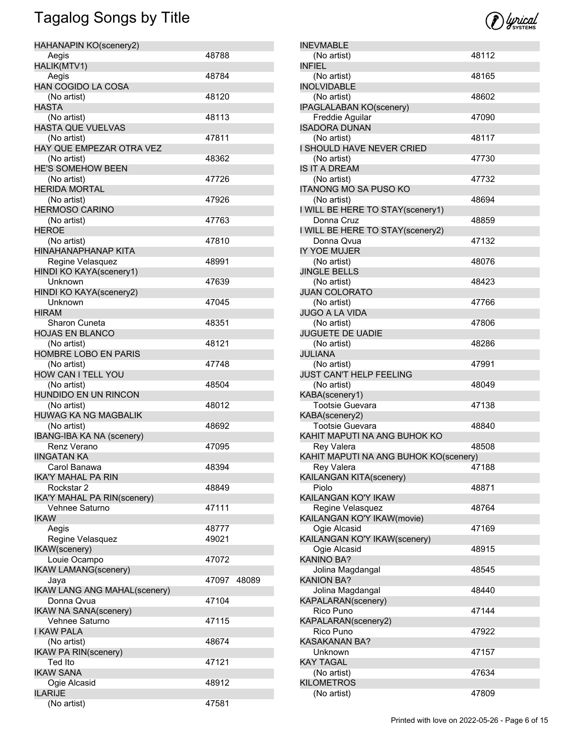# Tagalog Songs by Title

| Title / Artist | Number |
|---|---|
| **HAHANAPIN KO(scenery2)** | |
| Aegis | 48788 |
| **HALIK(MTV1)** | |
| Aegis | 48784 |
| **HAN COGIDO LA COSA** | |
| (No artist) | 48120 |
| **HASTA** | |
| (No artist) | 48113 |
| **HASTA QUE VUELVAS** | |
| (No artist) | 47811 |
| **HAY QUE EMPEZAR OTRA VEZ** | |
| (No artist) | 48362 |
| **HE'S SOMEHOW BEEN** | |
| (No artist) | 47726 |
| **HERIDA MORTAL** | |
| (No artist) | 47926 |
| **HERMOSO CARINO** | |
| (No artist) | 47763 |
| **HEROE** | |
| (No artist) | 47810 |
| **HINAHANAPHANAP KITA** | |
| Regine Velasquez | 48991 |
| **HINDI KO KAYA(scenery1)** | |
| Unknown | 47639 |
| **HINDI KO KAYA(scenery2)** | |
| Unknown | 47045 |
| **HIRAM** | |
| Sharon Cuneta | 48351 |
| **HOJAS EN BLANCO** | |
| (No artist) | 48121 |
| **HOMBRE LOBO EN PARIS** | |
| (No artist) | 47748 |
| **HOW CAN I TELL YOU** | |
| (No artist) | 48504 |
| **HUNDIDO EN UN RINCON** | |
| (No artist) | 48012 |
| **HUWAG KA NG MAGBALIK** | |
| (No artist) | 48692 |
| **IBANG-IBA KA NA (scenery)** | |
| Renz Verano | 47095 |
| **IINGATAN KA** | |
| Carol Banawa | 48394 |
| **IKA'Y MAHAL PA RIN** | |
| Rockstar 2 | 48849 |
| **IKA'Y MAHAL PA RIN(scenery)** | |
| Vehnee Saturno | 47111 |
| **IKAW** | |
| Aegis | 48777 |
| Regine Velasquez | 49021 |
| **IKAW(scenery)** | |
| Louie Ocampo | 47072 |
| **IKAW LAMANG(scenery)** | |
| Jaya | 47097 48089 |
| **IKAW LANG ANG MAHAL(scenery)** | |
| Donna Qvua | 47104 |
| **IKAW NA SANA(scenery)** | |
| Vehnee Saturno | 47115 |
| **I KAW PALA** | |
| (No artist) | 48674 |
| **IKAW PA RIN(scenery)** | |
| Ted Ito | 47121 |
| **IKAW SANA** | |
| Ogie Alcasid | 48912 |
| **ILARIJE** | |
| (No artist) | 47581 |
| **INEVMABLE** | |
| (No artist) | 48112 |
| **INFIEL** | |
| (No artist) | 48165 |
| **INOLVIDABLE** | |
| (No artist) | 48602 |
| **IPAGLALABAN KO(scenery)** | |
| Freddie Aguilar | 47090 |
| **ISADORA DUNAN** | |
| (No artist) | 48117 |
| **I SHOULD HAVE NEVER CRIED** | |
| (No artist) | 47730 |
| **IS IT A DREAM** | |
| (No artist) | 47732 |
| **ITANONG MO SA PUSO KO** | |
| (No artist) | 48694 |
| **I WILL BE HERE TO STAY(scenery1)** | |
| Donna Cruz | 48859 |
| **I WILL BE HERE TO STAY(scenery2)** | |
| Donna Qvua | 47132 |
| **IY YOE MUJER** | |
| (No artist) | 48076 |
| **JINGLE BELLS** | |
| (No artist) | 48423 |
| **JUAN COLORATO** | |
| (No artist) | 47766 |
| **JUGO A LA VIDA** | |
| (No artist) | 47806 |
| **JUGUETE DE UADIE** | |
| (No artist) | 48286 |
| **JULIANA** | |
| (No artist) | 47991 |
| **JUST CAN'T HELP FEELING** | |
| (No artist) | 48049 |
| **KABA(scenery1)** | |
| Tootsie Guevara | 47138 |
| **KABA(scenery2)** | |
| Tootsie Guevara | 48840 |
| **KAHIT MAPUTI NA ANG BUHOK KO** | |
| Rey Valera | 48508 |
| **KAHIT MAPUTI NA ANG BUHOK KO(scenery)** | |
| Rey Valera | 47188 |
| **KAILANGAN KITA(scenery)** | |
| Piolo | 48871 |
| **KAILANGAN KO'Y IKAW** | |
| Regine Velasquez | 48764 |
| **KAILANGAN KO'Y IKAW(movie)** | |
| Ogie Alcasid | 47169 |
| **KAILANGAN KO'Y IKAW(scenery)** | |
| Ogie Alcasid | 48915 |
| **KANINO BA?** | |
| Jolina Magdangal | 48545 |
| **KANION BA?** | |
| Jolina Magdangal | 48440 |
| **KAPALARAN(scenery)** | |
| Rico Puno | 47144 |
| **KAPALARAN(scenery2)** | |
| Rico Puno | 47922 |
| **KASAKANAN BA?** | |
| Unknown | 47157 |
| **KAY TAGAL** | |
| (No artist) | 47634 |
| **KILOMETROS** | |
| (No artist) | 47809 |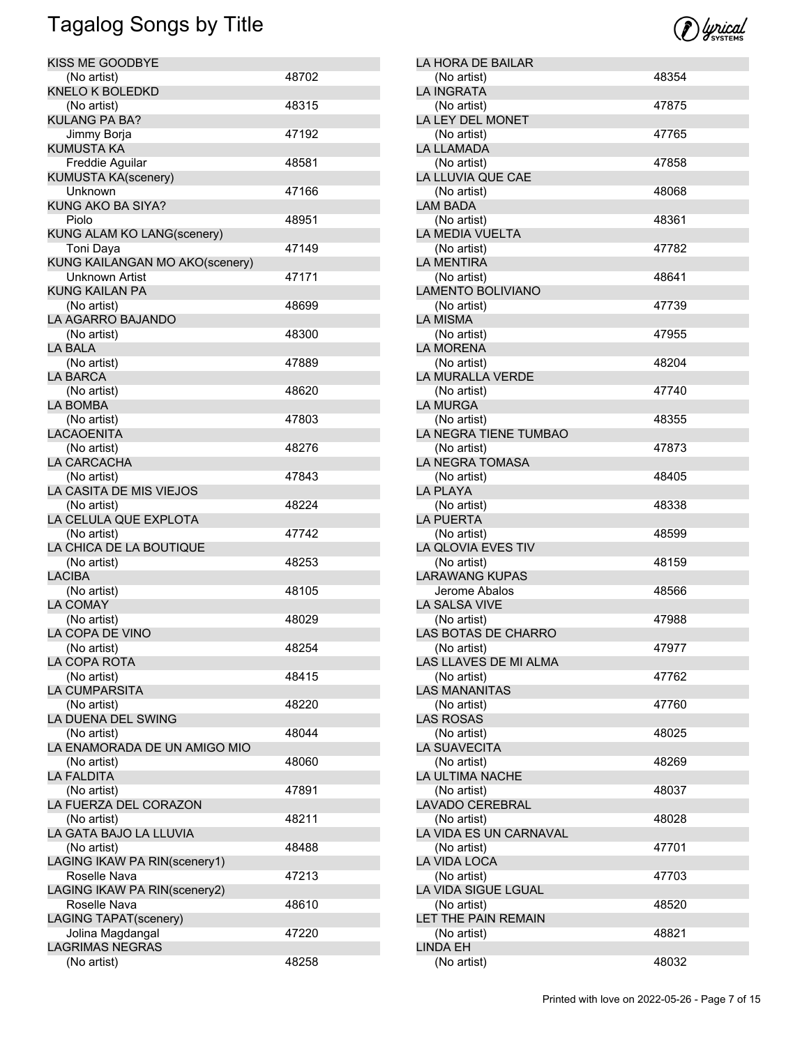# Tagalog Songs by Title

| Title | Artist | Number |
|---|---|---|
| KISS ME GOODBYE | (No artist) | 48702 |
| KNELO K BOLEDKD | (No artist) | 48315 |
| KULANG PA BA? | Jimmy Borja | 47192 |
| KUMUSTA KA | Freddie Aguilar | 48581 |
| KUMUSTA KA(scenery) | Unknown | 47166 |
| KUNG AKO BA SIYA? | Piolo | 48951 |
| KUNG ALAM KO LANG(scenery) | Toni Daya | 47149 |
| KUNG KAILANGAN MO AKO(scenery) | Unknown Artist | 47171 |
| KUNG KAILAN PA | (No artist) | 48699 |
| LA AGARRO BAJANDO | (No artist) | 48300 |
| LA BALA | (No artist) | 47889 |
| LA BARCA | (No artist) | 48620 |
| LA BOMBA | (No artist) | 47803 |
| LACAOENITA | (No artist) | 48276 |
| LA CARCACHA | (No artist) | 47843 |
| LA CASITA DE MIS VIEJOS | (No artist) | 48224 |
| LA CELULA QUE EXPLOTA | (No artist) | 47742 |
| LA CHICA DE LA BOUTIQUE | (No artist) | 48253 |
| LACIBA | (No artist) | 48105 |
| LA COMAY | (No artist) | 48029 |
| LA COPA DE VINO | (No artist) | 48254 |
| LA COPA ROTA | (No artist) | 48415 |
| LA CUMPARSITA | (No artist) | 48220 |
| LA DUENA DEL SWING | (No artist) | 48044 |
| LA ENAMORADA DE UN AMIGO MIO | (No artist) | 48060 |
| LA FALDITA | (No artist) | 47891 |
| LA FUERZA DEL CORAZON | (No artist) | 48211 |
| LA GATA BAJO LA LLUVIA | (No artist) | 48488 |
| LAGING IKAW PA RIN(scenery1) | Roselle Nava | 47213 |
| LAGING IKAW PA RIN(scenery2) | Roselle Nava | 48610 |
| LAGING TAPAT(scenery) | Jolina Magdangal | 47220 |
| LAGRIMAS NEGRAS | (No artist) | 48258 |
| LA HORA DE BAILAR | (No artist) | 48354 |
| LA INGRATA | (No artist) | 47875 |
| LA LEY DEL MONET | (No artist) | 47765 |
| LA LLAMADA | (No artist) | 47858 |
| LA LLUVIA QUE CAE | (No artist) | 48068 |
| LAM BADA | (No artist) | 48361 |
| LA MEDIA VUELTA | (No artist) | 47782 |
| LA MENTIRA | (No artist) | 48641 |
| LAMENTO BOLIVIANO | (No artist) | 47739 |
| LA MISMA | (No artist) | 47955 |
| LA MORENA | (No artist) | 48204 |
| LA MURALLA VERDE | (No artist) | 47740 |
| LA MURGA | (No artist) | 48355 |
| LA NEGRA TIENE TUMBAO | (No artist) | 47873 |
| LA NEGRA TOMASA | (No artist) | 48405 |
| LA PLAYA | (No artist) | 48338 |
| LA PUERTA | (No artist) | 48599 |
| LA QLOVIA EVES TIV | (No artist) | 48159 |
| LARAWANG KUPAS | Jerome Abalos | 48566 |
| LA SALSA VIVE | (No artist) | 47988 |
| LAS BOTAS DE CHARRO | (No artist) | 47977 |
| LAS LLAVES DE MI ALMA | (No artist) | 47762 |
| LAS MANANITAS | (No artist) | 47760 |
| LAS ROSAS | (No artist) | 48025 |
| LA SUAVECITA | (No artist) | 48269 |
| LA ULTIMA NACHE | (No artist) | 48037 |
| LAVADO CEREBRAL | (No artist) | 48028 |
| LA VIDA ES UN CARNAVAL | (No artist) | 47701 |
| LA VIDA LOCA | (No artist) | 47703 |
| LA VIDA SIGUE LGUAL | (No artist) | 48520 |
| LET THE PAIN REMAIN | (No artist) | 48821 |
| LINDA EH | (No artist) | 48032 |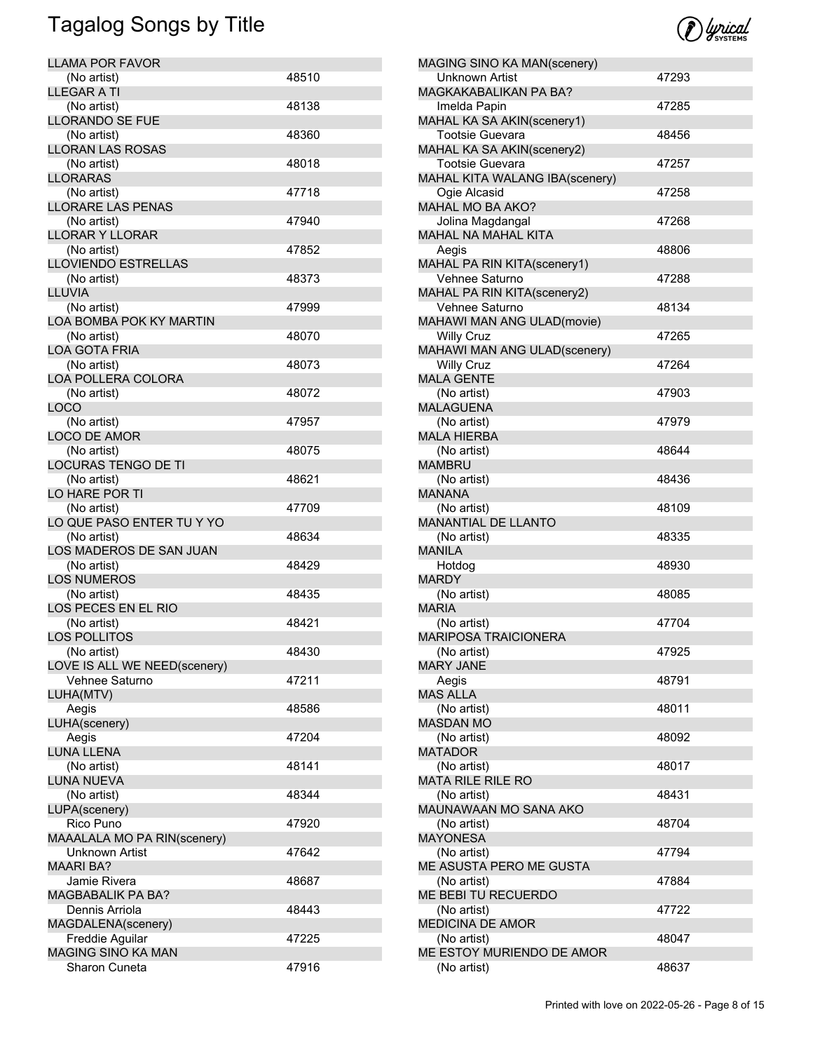# Tagalog Songs by Title

| Title | Artist | Number |
|---|---|---|
| LLAMA POR FAVOR | (No artist) | 48510 |
| LLEGAR A TI | (No artist) | 48138 |
| LLORANDO SE FUE | (No artist) | 48360 |
| LLORAN LAS ROSAS | (No artist) | 48018 |
| LLORARAS | (No artist) | 47718 |
| LLORARE LAS PENAS | (No artist) | 47940 |
| LLORAR Y LLORAR | (No artist) | 47852 |
| LLOVIENDO ESTRELLAS | (No artist) | 48373 |
| LLUVIA | (No artist) | 47999 |
| LOA BOMBA POK KY MARTIN | (No artist) | 48070 |
| LOA GOTA FRIA | (No artist) | 48073 |
| LOA POLLERA COLORA | (No artist) | 48072 |
| LOCO | (No artist) | 47957 |
| LOCO DE AMOR | (No artist) | 48075 |
| LOCURAS TENGO DE TI | (No artist) | 48621 |
| LO HARE POR TI | (No artist) | 47709 |
| LO QUE PASO ENTER TU Y YO | (No artist) | 48634 |
| LOS MADEROS DE SAN JUAN | (No artist) | 48429 |
| LOS NUMEROS | (No artist) | 48435 |
| LOS PECES EN EL RIO | (No artist) | 48421 |
| LOS POLLITOS | (No artist) | 48430 |
| LOVE IS ALL WE NEED(scenery) | Vehnee Saturno | 47211 |
| LUHA(MTV) | Aegis | 48586 |
| LUHA(scenery) | Aegis | 47204 |
| LUNA LLENA | (No artist) | 48141 |
| LUNA NUEVA | (No artist) | 48344 |
| LUPA(scenery) | Rico Puno | 47920 |
| MAAALALA MO PA RIN(scenery) | Unknown Artist | 47642 |
| MAARI BA? | Jamie Rivera | 48687 |
| MAGBABALIK PA BA? | Dennis Arriola | 48443 |
| MAGDALENA(scenery) | Freddie Aguilar | 47225 |
| MAGING SINO KA MAN | Sharon Cuneta | 47916 |
| MAGING SINO KA MAN(scenery) | Unknown Artist | 47293 |
| MAGKAKABALIKAN PA BA? | Imelda Papin | 47285 |
| MAHAL KA SA AKIN(scenery1) | Tootsie Guevara | 48456 |
| MAHAL KA SA AKIN(scenery2) | Tootsie Guevara | 47257 |
| MAHAL KITA WALANG IBA(scenery) | Ogie Alcasid | 47258 |
| MAHAL MO BA AKO? | Jolina Magdangal | 47268 |
| MAHAL NA MAHAL KITA | Aegis | 48806 |
| MAHAL PA RIN KITA(scenery1) | Vehnee Saturno | 47288 |
| MAHAL PA RIN KITA(scenery2) | Vehnee Saturno | 48134 |
| MAHAWI MAN ANG ULAD(movie) | Willy Cruz | 47265 |
| MAHAWI MAN ANG ULAD(scenery) | Willy Cruz | 47264 |
| MALA GENTE | (No artist) | 47903 |
| MALAGUENA | (No artist) | 47979 |
| MALA HIERBA | (No artist) | 48644 |
| MAMBRU | (No artist) | 48436 |
| MANANA | (No artist) | 48109 |
| MANANTIAL DE LLANTO | (No artist) | 48335 |
| MANILA | Hotdog | 48930 |
| MARDY | (No artist) | 48085 |
| MARIA | (No artist) | 47704 |
| MARIPOSA TRAICIONERA | (No artist) | 47925 |
| MARY JANE | Aegis | 48791 |
| MAS ALLA | (No artist) | 48011 |
| MASDAN MO | (No artist) | 48092 |
| MATADOR | (No artist) | 48017 |
| MATA RILE RILE RO | (No artist) | 48431 |
| MAUNAWAAN MO SANA AKO | (No artist) | 48704 |
| MAYONESA | (No artist) | 47794 |
| ME ASUSTA PERO ME GUSTA | (No artist) | 47884 |
| ME BEBI TU RECUERDO | (No artist) | 47722 |
| MEDICINA DE AMOR | (No artist) | 48047 |
| ME ESTOY MURIENDO DE AMOR | (No artist) | 48637 |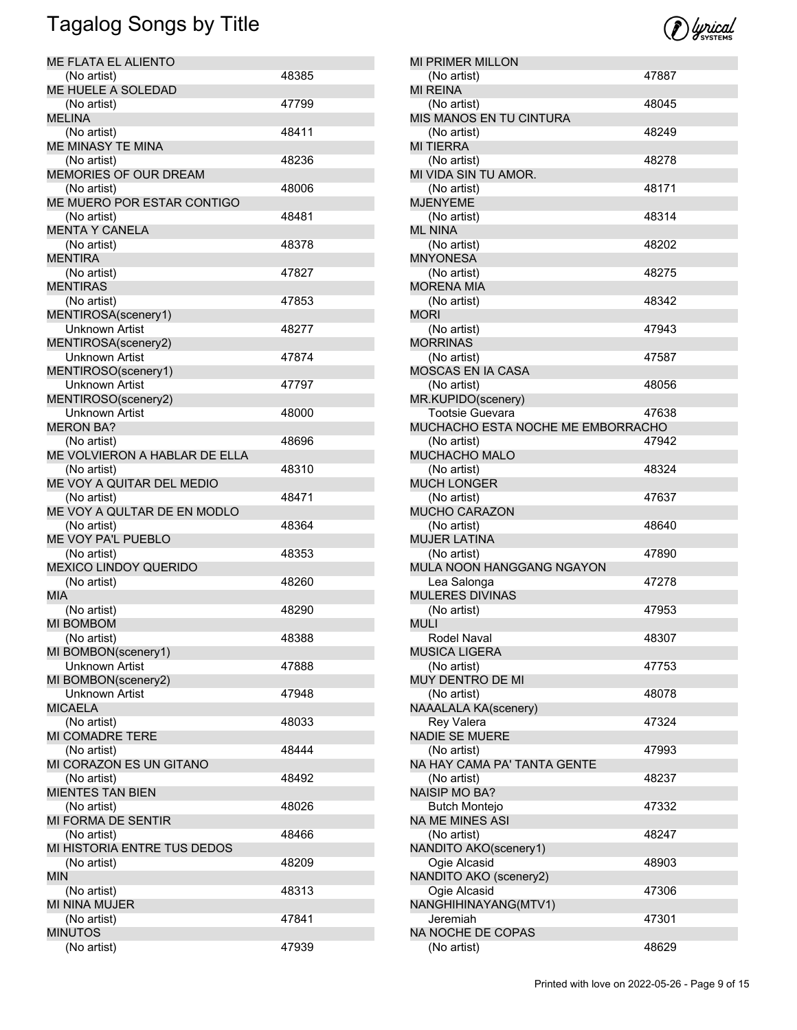# Tagalog Songs by Title

| Title | Artist | Number |
|---|---|---|
| ME FLATA EL ALIENTO | (No artist) | 48385 |
| ME HUELE A SOLEDAD | (No artist) | 47799 |
| MELINA | (No artist) | 48411 |
| ME MINASY TE MINA | (No artist) | 48236 |
| MEMORIES OF OUR DREAM | (No artist) | 48006 |
| ME MUERO POR ESTAR CONTIGO | (No artist) | 48481 |
| MENTA Y CANELA | (No artist) | 48378 |
| MENTIRA | (No artist) | 47827 |
| MENTIRAS | (No artist) | 47853 |
| MENTIROSA(scenery1) | Unknown Artist | 48277 |
| MENTIROSA(scenery2) | Unknown Artist | 47874 |
| MENTIROSO(scenery1) | Unknown Artist | 47797 |
| MENTIROSO(scenery2) | Unknown Artist | 48000 |
| MERON BA? | (No artist) | 48696 |
| ME VOLVIERON A HABLAR DE ELLA | (No artist) | 48310 |
| ME VOY A QUITAR DEL MEDIO | (No artist) | 48471 |
| ME VOY A QULTAR DE EN MODLO | (No artist) | 48364 |
| ME VOY PA'L PUEBLO | (No artist) | 48353 |
| MEXICO LINDOY QUERIDO | (No artist) | 48260 |
| MIA | (No artist) | 48290 |
| MI BOMBOM | (No artist) | 48388 |
| MI BOMBON(scenery1) | Unknown Artist | 47888 |
| MI BOMBON(scenery2) | Unknown Artist | 47948 |
| MICAELA | (No artist) | 48033 |
| MI COMADRE TERE | (No artist) | 48444 |
| MI CORAZON ES UN GITANO | (No artist) | 48492 |
| MIENTES TAN BIEN | (No artist) | 48026 |
| MI FORMA DE SENTIR | (No artist) | 48466 |
| MI HISTORIA ENTRE TUS DEDOS | (No artist) | 48209 |
| MIN | (No artist) | 48313 |
| MI NINA MUJER | (No artist) | 47841 |
| MINUTOS | (No artist) | 47939 |
| MI PRIMER MILLON | (No artist) | 47887 |
| MI REINA | (No artist) | 48045 |
| MIS MANOS EN TU CINTURA | (No artist) | 48249 |
| MI TIERRA | (No artist) | 48278 |
| MI VIDA SIN TU AMOR. | (No artist) | 48171 |
| MJENYEME | (No artist) | 48314 |
| ML NINA | (No artist) | 48202 |
| MNYONESA | (No artist) | 48275 |
| MORENA MIA | (No artist) | 48342 |
| MORI | (No artist) | 47943 |
| MORRINAS | (No artist) | 47587 |
| MOSCAS EN IA CASA | (No artist) | 48056 |
| MR.KUPIDO(scenery) | Tootsie Guevara | 47638 |
| MUCHACHO ESTA NOCHE ME EMBORRACHO | (No artist) | 47942 |
| MUCHACHO MALO | (No artist) | 48324 |
| MUCH LONGER | (No artist) | 47637 |
| MUCHO CARAZON | (No artist) | 48640 |
| MUJER LATINA | (No artist) | 47890 |
| MULA NOON HANGGANG NGAYON | Lea Salonga | 47278 |
| MULERES DIVINAS | (No artist) | 47953 |
| MULI | Rodel Naval | 48307 |
| MUSICA LIGERA | (No artist) | 47753 |
| MUY DENTRO DE MI | (No artist) | 48078 |
| NAAALALA KA(scenery) | Rey Valera | 47324 |
| NADIE SE MUERE | (No artist) | 47993 |
| NA HAY CAMA PA' TANTA GENTE | (No artist) | 48237 |
| NAISIP MO BA? | Butch Montejo | 47332 |
| NA ME MINES ASI | (No artist) | 48247 |
| NANDITO AKO(scenery1) | Ogie Alcasid | 48903 |
| NANDITO AKO (scenery2) | Ogie Alcasid | 47306 |
| NANGHIHINAYANG(MTV1) | Jeremiah | 47301 |
| NA NOCHE DE COPAS | (No artist) | 48629 |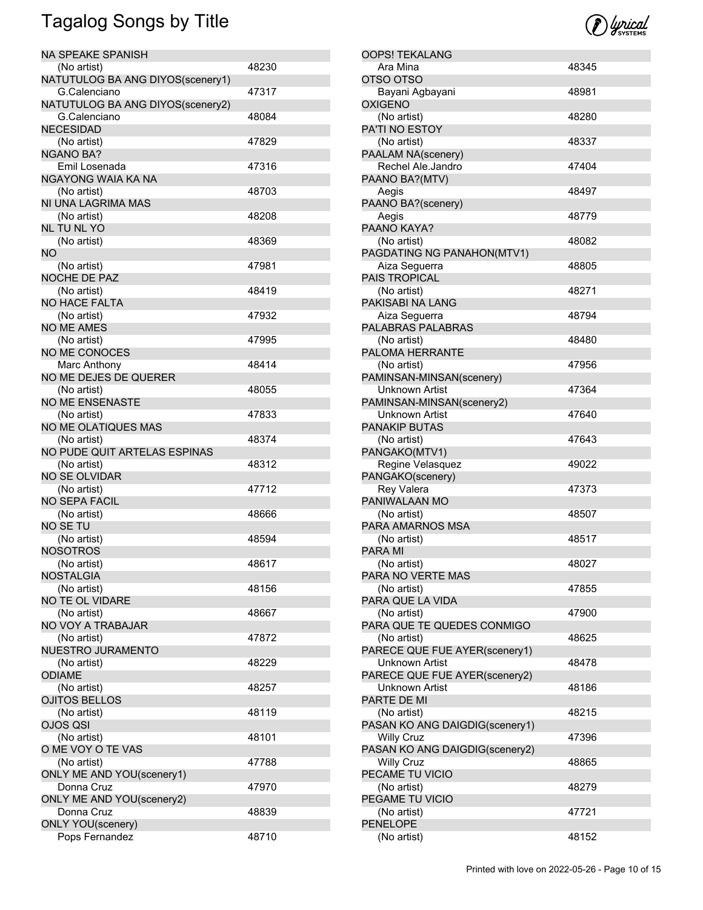# Tagalog Songs by Title

| Title / Artist | Number |
|---|---|
| NA SPEAKE SPANISH | |
| (No artist) | 48230 |
| NATUTULOG BA ANG DIYOS(scenery1) | |
| G.Calenciano | 47317 |
| NATUTULOG BA ANG DIYOS(scenery2) | |
| G.Calenciano | 48084 |
| NECESIDAD | |
| (No artist) | 47829 |
| NGANO BA? | |
| Emil Losenada | 47316 |
| NGAYONG WAIA KA NA | |
| (No artist) | 48703 |
| NI UNA LAGRIMA MAS | |
| (No artist) | 48208 |
| NL TU NL YO | |
| (No artist) | 48369 |
| NO | |
| (No artist) | 47981 |
| NOCHE DE PAZ | |
| (No artist) | 48419 |
| NO HACE FALTA | |
| (No artist) | 47932 |
| NO ME AMES | |
| (No artist) | 47995 |
| NO ME CONOCES | |
| Marc Anthony | 48414 |
| NO ME DEJES DE QUERER | |
| (No artist) | 48055 |
| NO ME ENSENASTE | |
| (No artist) | 47833 |
| NO ME OLATIQUES MAS | |
| (No artist) | 48374 |
| NO PUDE QUIT ARTELAS ESPINAS | |
| (No artist) | 48312 |
| NO SE OLVIDAR | |
| (No artist) | 47712 |
| NO SEPA FACIL | |
| (No artist) | 48666 |
| NO SE TU | |
| (No artist) | 48594 |
| NOSOTROS | |
| (No artist) | 48617 |
| NOSTALGIA | |
| (No artist) | 48156 |
| NO TE OL VIDARE | |
| (No artist) | 48667 |
| NO VOY A TRABAJAR | |
| (No artist) | 47872 |
| NUESTRO JURAMENTO | |
| (No artist) | 48229 |
| ODIAME | |
| (No artist) | 48257 |
| OJITOS BELLOS | |
| (No artist) | 48119 |
| OJOS QSI | |
| (No artist) | 48101 |
| O ME VOY O TE VAS | |
| (No artist) | 47788 |
| ONLY ME AND YOU(scenery1) | |
| Donna Cruz | 47970 |
| ONLY ME AND YOU(scenery2) | |
| Donna Cruz | 48839 |
| ONLY YOU(scenery) | |
| Pops Fernandez | 48710 |
| OOPS! TEKALANG | |
| Ara Mina | 48345 |
| OTSO OTSO | |
| Bayani Agbayani | 48981 |
| OXIGENO | |
| (No artist) | 48280 |
| PA'TI NO ESTOY | |
| (No artist) | 48337 |
| PAALAM NA(scenery) | |
| Rechel Ale.Jandro | 47404 |
| PAANO BA?(MTV) | |
| Aegis | 48497 |
| PAANO BA?(scenery) | |
| Aegis | 48779 |
| PAANO KAYA? | |
| (No artist) | 48082 |
| PAGDATING NG PANAHON(MTV1) | |
| Aiza Seguerra | 48805 |
| PAIS TROPICAL | |
| (No artist) | 48271 |
| PAKISABI NA LANG | |
| Aiza Seguerra | 48794 |
| PALABRAS PALABRAS | |
| (No artist) | 48480 |
| PALOMA HERRANTE | |
| (No artist) | 47956 |
| PAMINSAN-MINSAN(scenery) | |
| Unknown Artist | 47364 |
| PAMINSAN-MINSAN(scenery2) | |
| Unknown Artist | 47640 |
| PANAKIP BUTAS | |
| (No artist) | 47643 |
| PANGAKO(MTV1) | |
| Regine Velasquez | 49022 |
| PANGAKO(scenery) | |
| Rey Valera | 47373 |
| PANIWALAAN MO | |
| (No artist) | 48507 |
| PARA AMARNOS MSA | |
| (No artist) | 48517 |
| PARA MI | |
| (No artist) | 48027 |
| PARA NO VERTE MAS | |
| (No artist) | 47855 |
| PARA QUE LA VIDA | |
| (No artist) | 47900 |
| PARA QUE TE QUEDES CONMIGO | |
| (No artist) | 48625 |
| PARECE QUE FUE AYER(scenery1) | |
| Unknown Artist | 48478 |
| PARECE QUE FUE AYER(scenery2) | |
| Unknown Artist | 48186 |
| PARTE DE MI | |
| (No artist) | 48215 |
| PASAN KO ANG DAIGDIG(scenery1) | |
| Willy Cruz | 47396 |
| PASAN KO ANG DAIGDIG(scenery2) | |
| Willy Cruz | 48865 |
| PECAME TU VICIO | |
| (No artist) | 48279 |
| PEGAME TU VICIO | |
| (No artist) | 47721 |
| PENELOPE | |
| (No artist) | 48152 |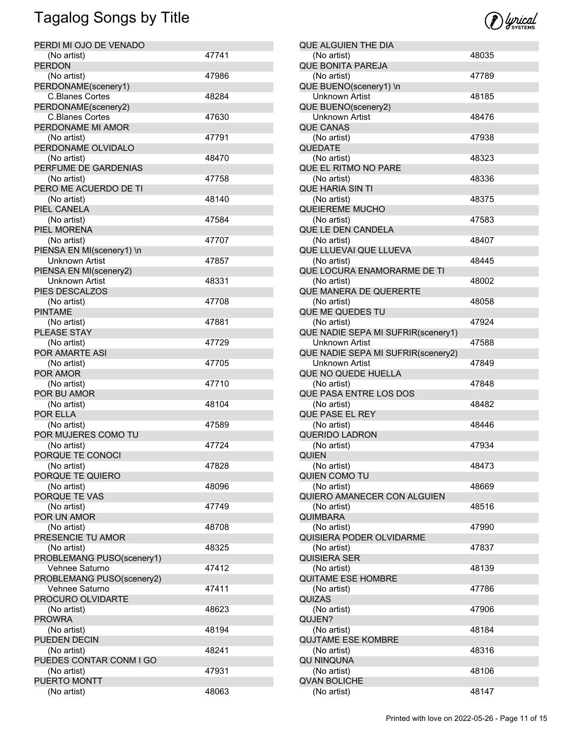# Tagalog Songs by Title

| Title | Artist | Number |
|---|---|---|
| PERDI MI OJO DE VENADO | (No artist) | 47741 |
| PERDON | (No artist) | 47986 |
| PERDONAME(scenery1) | C.Blanes Cortes | 48284 |
| PERDONAME(scenery2) | C.Blanes Cortes | 47630 |
| PERDONAME MI AMOR | (No artist) | 47791 |
| PERDONAME OLVIDALO | (No artist) | 48470 |
| PERFUME DE GARDENIAS | (No artist) | 47758 |
| PERO ME ACUERDO DE TI | (No artist) | 48140 |
| PIEL CANELA | (No artist) | 47584 |
| PIEL MORENA | (No artist) | 47707 |
| PIENSA EN MI(scenery1) \n | Unknown Artist | 47857 |
| PIENSA EN MI(scenery2) | Unknown Artist | 48331 |
| PIES DESCALZOS | (No artist) | 47708 |
| PINTAME | (No artist) | 47881 |
| PLEASE STAY | (No artist) | 47729 |
| POR AMARTE ASI | (No artist) | 47705 |
| POR AMOR | (No artist) | 47710 |
| POR BU AMOR | (No artist) | 48104 |
| POR ELLA | (No artist) | 47589 |
| POR MUJERES COMO TU | (No artist) | 47724 |
| PORQUE TE CONOCI | (No artist) | 47828 |
| PORQUE TE QUIERO | (No artist) | 48096 |
| PORQUE TE VAS | (No artist) | 47749 |
| POR UN AMOR | (No artist) | 48708 |
| PRESENCIE TU AMOR | (No artist) | 48325 |
| PROBLEMANG PUSO(scenery1) | Vehnee Saturno | 47412 |
| PROBLEMANG PUSO(scenery2) | Vehnee Saturno | 47411 |
| PROCURO OLVIDARTE | (No artist) | 48623 |
| PROWRA | (No artist) | 48194 |
| PUEDEN DECIN | (No artist) | 48241 |
| PUEDES CONTAR CONM I GO | (No artist) | 47931 |
| PUERTO MONTT | (No artist) | 48063 |
| QUE ALGUIEN THE DIA | (No artist) | 48035 |
| QUE BONITA PAREJA | (No artist) | 47789 |
| QUE BUENO(scenery1) \n | Unknown Artist | 48185 |
| QUE BUENO(scenery2) | Unknown Artist | 48476 |
| QUE CANAS | (No artist) | 47938 |
| QUEDATE | (No artist) | 48323 |
| QUE EL RITMO NO PARE | (No artist) | 48336 |
| QUE HARIA SIN TI | (No artist) | 48375 |
| QUEIEREME MUCHO | (No artist) | 47583 |
| QUE LE DEN CANDELA | (No artist) | 48407 |
| QUE LLUEVAI QUE LLUEVA | (No artist) | 48445 |
| QUE LOCURA ENAMORARME DE TI | (No artist) | 48002 |
| QUE MANERA DE QUERERTE | (No artist) | 48058 |
| QUE ME QUEDES TU | (No artist) | 47924 |
| QUE NADIE SEPA MI SUFRIR(scenery1) | Unknown Artist | 47588 |
| QUE NADIE SEPA MI SUFRIR(scenery2) | Unknown Artist | 47849 |
| QUE NO QUEDE HUELLA | (No artist) | 47848 |
| QUE PASA ENTRE LOS DOS | (No artist) | 48482 |
| QUE PASE EL REY | (No artist) | 48446 |
| QUERIDO LADRON | (No artist) | 47934 |
| QUIEN | (No artist) | 48473 |
| QUIEN COMO TU | (No artist) | 48669 |
| QUIERO AMANECER CON ALGUIEN | (No artist) | 48516 |
| QUIMBARA | (No artist) | 47990 |
| QUISIERA PODER OLVIDARME | (No artist) | 47837 |
| QUISIERA SER | (No artist) | 48139 |
| QUITAME ESE HOMBRE | (No artist) | 47786 |
| QUIZAS | (No artist) | 47906 |
| QUJEN? | (No artist) | 48184 |
| QUJTAME ESE KOMBRE | (No artist) | 48316 |
| QU NINQUNA | (No artist) | 48106 |
| QVAN BOLICHE | (No artist) | 48147 |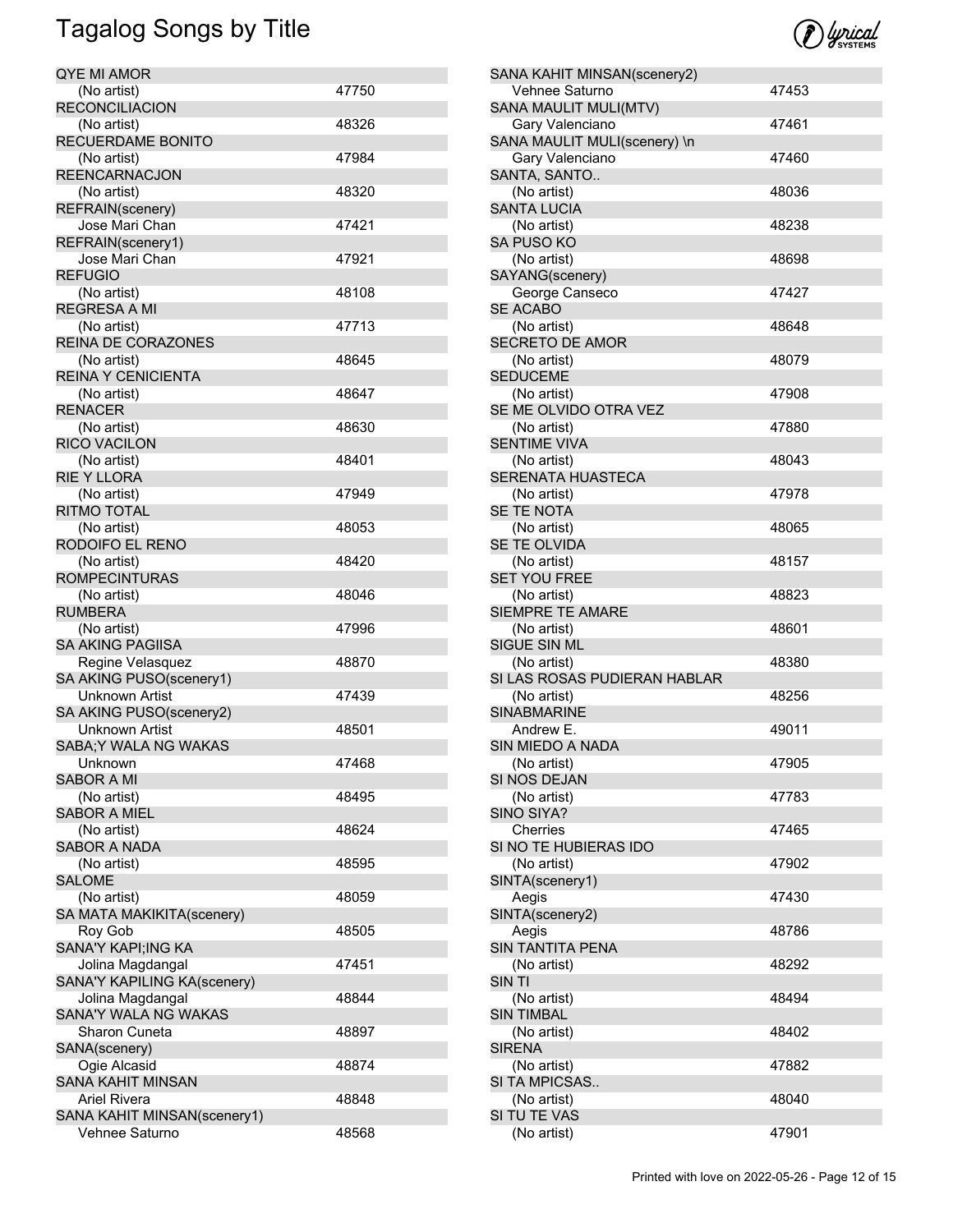# Tagalog Songs by Title

| Title | Artist | Number |
|---|---|---|
| QYE MI AMOR | (No artist) | 47750 |
| RECONCILIACION | (No artist) | 48326 |
| RECUERDAME BONITO | (No artist) | 47984 |
| REENCARNACJON | (No artist) | 48320 |
| REFRAIN(scenery) | Jose Mari Chan | 47421 |
| REFRAIN(scenery1) | Jose Mari Chan | 47921 |
| REFUGIO | (No artist) | 48108 |
| REGRESA A MI | (No artist) | 47713 |
| REINA DE CORAZONES | (No artist) | 48645 |
| REINA Y CENICIENTA | (No artist) | 48647 |
| RENACER | (No artist) | 48630 |
| RICO VACILON | (No artist) | 48401 |
| RIE Y LLORA | (No artist) | 47949 |
| RITMO TOTAL | (No artist) | 48053 |
| RODOIFO EL RENO | (No artist) | 48420 |
| ROMPECINTURAS | (No artist) | 48046 |
| RUMBERA | (No artist) | 47996 |
| SA AKING PAGIISA | Regine Velasquez | 48870 |
| SA AKING PUSO(scenery1) | Unknown Artist | 47439 |
| SA AKING PUSO(scenery2) | Unknown Artist | 48501 |
| SABA;Y WALA NG WAKAS | Unknown | 47468 |
| SABOR A MI | (No artist) | 48495 |
| SABOR A MIEL | (No artist) | 48624 |
| SABOR A NADA | (No artist) | 48595 |
| SALOME | (No artist) | 48059 |
| SA MATA MAKIKITA(scenery) | Roy Gob | 48505 |
| SANA'Y KAPI;ING KA | Jolina Magdangal | 47451 |
| SANA'Y KAPILING KA(scenery) | Jolina Magdangal | 48844 |
| SANA'Y WALA NG WAKAS | Sharon Cuneta | 48897 |
| SANA(scenery) | Ogie Alcasid | 48874 |
| SANA KAHIT MINSAN | Ariel Rivera | 48848 |
| SANA KAHIT MINSAN(scenery1) | Vehnee Saturno | 48568 |
| SANA KAHIT MINSAN(scenery2) | Vehnee Saturno | 47453 |
| SANA MAULIT MULI(MTV) | Gary Valenciano | 47461 |
| SANA MAULIT MULI(scenery) \n | Gary Valenciano | 47460 |
| SANTA, SANTO.. | (No artist) | 48036 |
| SANTA LUCIA | (No artist) | 48238 |
| SA PUSO KO | (No artist) | 48698 |
| SAYANG(scenery) | George Canseco | 47427 |
| SE ACABO | (No artist) | 48648 |
| SECRETO DE AMOR | (No artist) | 48079 |
| SEDUCEME | (No artist) | 47908 |
| SE ME OLVIDO OTRA VEZ | (No artist) | 47880 |
| SENTIME VIVA | (No artist) | 48043 |
| SERENATA HUASTECA | (No artist) | 47978 |
| SE TE NOTA | (No artist) | 48065 |
| SE TE OLVIDA | (No artist) | 48157 |
| SET YOU FREE | (No artist) | 48823 |
| SIEMPRE TE AMARE | (No artist) | 48601 |
| SIGUE SIN ML | (No artist) | 48380 |
| SI LAS ROSAS PUDIERAN HABLAR | (No artist) | 48256 |
| SINABMARINE | Andrew E. | 49011 |
| SIN MIEDO A NADA | (No artist) | 47905 |
| SI NOS DEJAN | (No artist) | 47783 |
| SINO SIYA? | Cherries | 47465 |
| SI NO TE HUBIERAS IDO | (No artist) | 47902 |
| SINTA(scenery1) | Aegis | 47430 |
| SINTA(scenery2) | Aegis | 48786 |
| SIN TANTITA PENA | (No artist) | 48292 |
| SIN TI | (No artist) | 48494 |
| SIN TIMBAL | (No artist) | 48402 |
| SIRENA | (No artist) | 47882 |
| SI TA MPICSAS.. | (No artist) | 48040 |
| SI TU TE VAS | (No artist) | 47901 |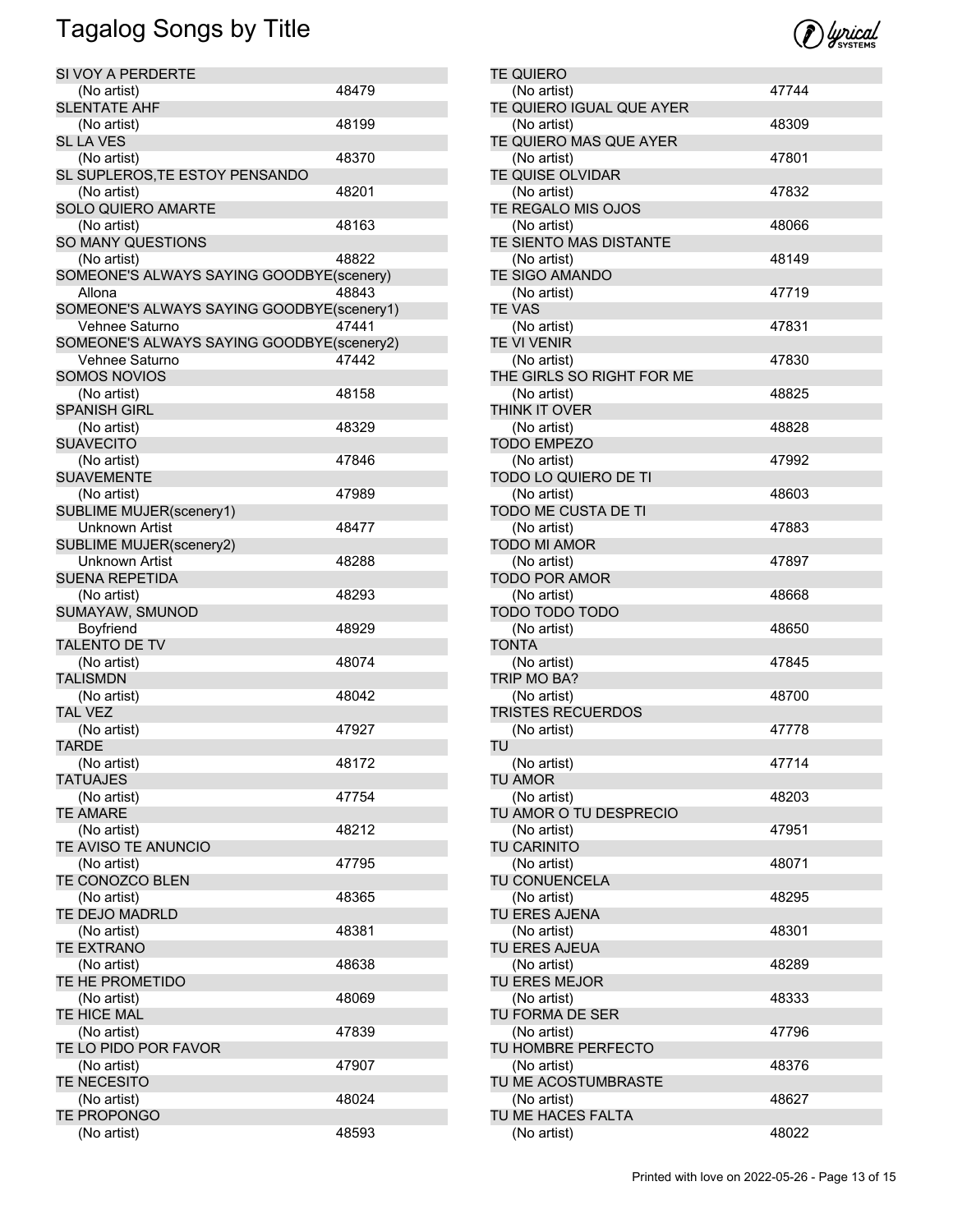# Tagalog Songs by Title

| Title | Artist | Number |
|---|---|---|
| SI VOY A PERDERTE | (No artist) | 48479 |
| SLENTATE AHF | (No artist) | 48199 |
| SL LA VES | (No artist) | 48370 |
| SL SUPLEROS,TE ESTOY PENSANDO | (No artist) | 48201 |
| SOLO QUIERO AMARTE | (No artist) | 48163 |
| SO MANY QUESTIONS | (No artist) | 48822 |
| SOMEONE'S ALWAYS SAYING GOODBYE(scenery) | Allona | 48843 |
| SOMEONE'S ALWAYS SAYING GOODBYE(scenery1) | Vehnee Saturno | 47441 |
| SOMEONE'S ALWAYS SAYING GOODBYE(scenery2) | Vehnee Saturno | 47442 |
| SOMOS NOVIOS | (No artist) | 48158 |
| SPANISH GIRL | (No artist) | 48329 |
| SUAVECITO | (No artist) | 47846 |
| SUAVEMENTE | (No artist) | 47989 |
| SUBLIME MUJER(scenery1) | Unknown Artist | 48477 |
| SUBLIME MUJER(scenery2) | Unknown Artist | 48288 |
| SUENA REPETIDA | (No artist) | 48293 |
| SUMAYAW, SMUNOD | Boyfriend | 48929 |
| TALENTO DE TV | (No artist) | 48074 |
| TALISMDN | (No artist) | 48042 |
| TAL VEZ | (No artist) | 47927 |
| TARDE | (No artist) | 48172 |
| TATUAJES | (No artist) | 47754 |
| TE AMARE | (No artist) | 48212 |
| TE AVISO TE ANUNCIO | (No artist) | 47795 |
| TE CONOZCO BLEN | (No artist) | 48365 |
| TE DEJO MADRLD | (No artist) | 48381 |
| TE EXTRANO | (No artist) | 48638 |
| TE HE PROMETIDO | (No artist) | 48069 |
| TE HICE MAL | (No artist) | 47839 |
| TE LO PIDO POR FAVOR | (No artist) | 47907 |
| TE NECESITO | (No artist) | 48024 |
| TE PROPONGO | (No artist) | 48593 |
| TE QUIERO | (No artist) | 47744 |
| TE QUIERO IGUAL QUE AYER | (No artist) | 48309 |
| TE QUIERO MAS QUE AYER | (No artist) | 47801 |
| TE QUISE OLVIDAR | (No artist) | 47832 |
| TE REGALO MIS OJOS | (No artist) | 48066 |
| TE SIENTO MAS DISTANTE | (No artist) | 48149 |
| TE SIGO AMANDO | (No artist) | 47719 |
| TE VAS | (No artist) | 47831 |
| TE VI VENIR | (No artist) | 47830 |
| THE GIRLS SO RIGHT FOR ME | (No artist) | 48825 |
| THINK IT OVER | (No artist) | 48828 |
| TODO EMPEZO | (No artist) | 47992 |
| TODO LO QUIERO DE TI | (No artist) | 48603 |
| TODO ME CUSTA DE TI | (No artist) | 47883 |
| TODO MI AMOR | (No artist) | 47897 |
| TODO POR AMOR | (No artist) | 48668 |
| TODO TODO TODO | (No artist) | 48650 |
| TONTA | (No artist) | 47845 |
| TRIP MO BA? | (No artist) | 48700 |
| TRISTES RECUERDOS | (No artist) | 47778 |
| TU | (No artist) | 47714 |
| TU AMOR | (No artist) | 48203 |
| TU AMOR O TU DESPRECIO | (No artist) | 47951 |
| TU CARINITO | (No artist) | 48071 |
| TU CONUENCELA | (No artist) | 48295 |
| TU ERES AJENA | (No artist) | 48301 |
| TU ERES AJEUA | (No artist) | 48289 |
| TU ERES MEJOR | (No artist) | 48333 |
| TU FORMA DE SER | (No artist) | 47796 |
| TU HOMBRE PERFECTO | (No artist) | 48376 |
| TU ME ACOSTUMBRASTE | (No artist) | 48627 |
| TU ME HACES FALTA | (No artist) | 48022 |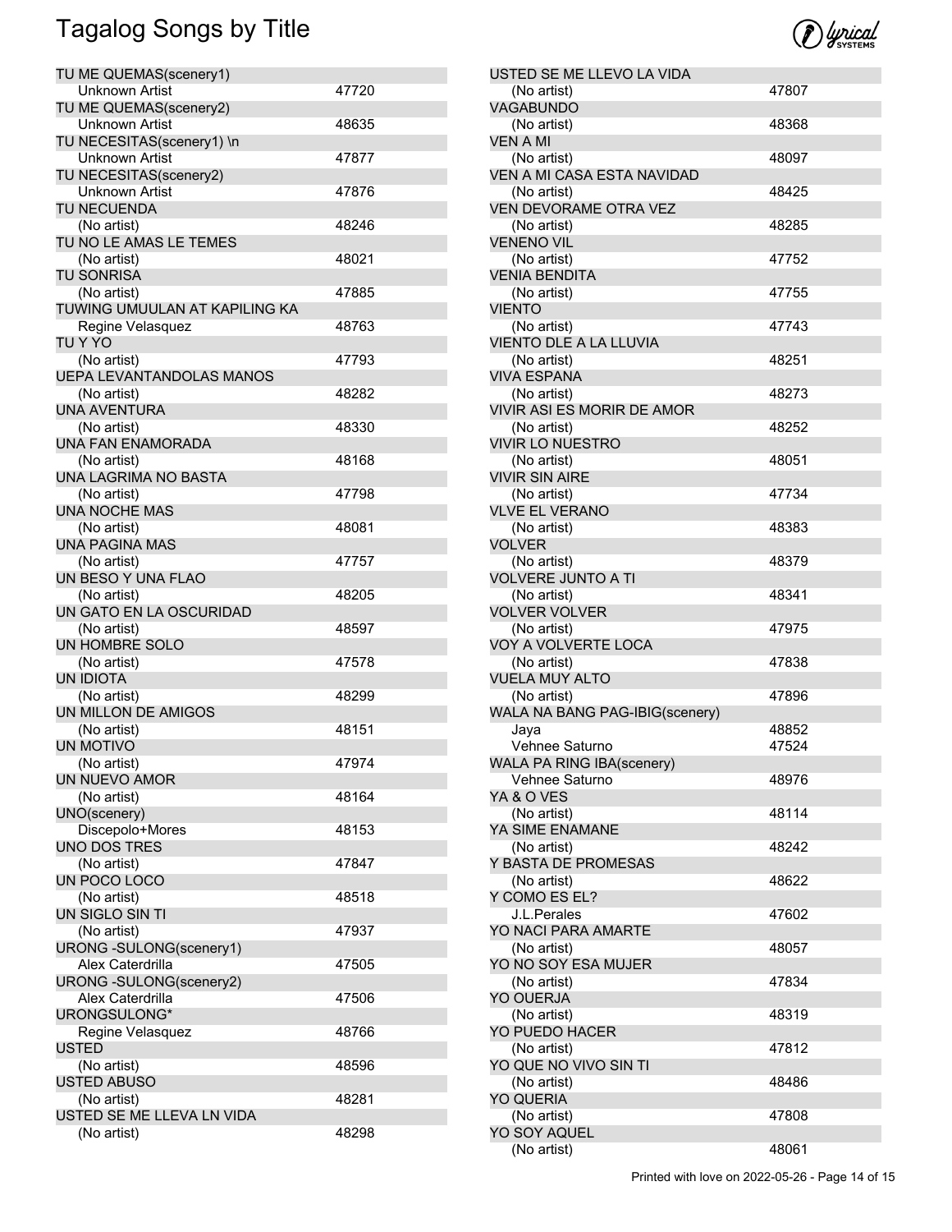# Tagalog Songs by Title

| Title / Artist | Number |
|---|---|
| **TU ME QUEMAS(scenery1)** | |
| Unknown Artist | 47720 |
| **TU ME QUEMAS(scenery2)** | |
| Unknown Artist | 48635 |
| **TU NECESITAS(scenery1) \n** | |
| Unknown Artist | 47877 |
| **TU NECESITAS(scenery2)** | |
| Unknown Artist | 47876 |
| **TU NECUENDA** | |
| (No artist) | 48246 |
| **TU NO LE AMAS LE TEMES** | |
| (No artist) | 48021 |
| **TU SONRISA** | |
| (No artist) | 47885 |
| **TUWING UMUULAN AT KAPILING KA** | |
| Regine Velasquez | 48763 |
| **TU Y YO** | |
| (No artist) | 47793 |
| **UEPA LEVANTANDOLAS MANOS** | |
| (No artist) | 48282 |
| **UNA AVENTURA** | |
| (No artist) | 48330 |
| **UNA FAN ENAMORADA** | |
| (No artist) | 48168 |
| **UNA LAGRIMA NO BASTA** | |
| (No artist) | 47798 |
| **UNA NOCHE MAS** | |
| (No artist) | 48081 |
| **UNA PAGINA MAS** | |
| (No artist) | 47757 |
| **UN BESO Y UNA FLAO** | |
| (No artist) | 48205 |
| **UN GATO EN LA OSCURIDAD** | |
| (No artist) | 48597 |
| **UN HOMBRE SOLO** | |
| (No artist) | 47578 |
| **UN IDIOTA** | |
| (No artist) | 48299 |
| **UN MILLON DE AMIGOS** | |
| (No artist) | 48151 |
| **UN MOTIVO** | |
| (No artist) | 47974 |
| **UN NUEVO AMOR** | |
| (No artist) | 48164 |
| **UNO(scenery)** | |
| Discepolo+Mores | 48153 |
| **UNO DOS TRES** | |
| (No artist) | 47847 |
| **UN POCO LOCO** | |
| (No artist) | 48518 |
| **UN SIGLO SIN TI** | |
| (No artist) | 47937 |
| **URONG -SULONG(scenery1)** | |
| Alex Caterdrilla | 47505 |
| **URONG -SULONG(scenery2)** | |
| Alex Caterdrilla | 47506 |
| **URONGSULONG*** | |
| Regine Velasquez | 48766 |
| **USTED** | |
| (No artist) | 48596 |
| **USTED ABUSO** | |
| (No artist) | 48281 |
| **USTED SE ME LLEVA LN VIDA** | |
| (No artist) | 48298 |
| **USTED SE ME LLEVO LA VIDA** | |
| (No artist) | 47807 |
| **VAGABUNDO** | |
| (No artist) | 48368 |
| **VEN A MI** | |
| (No artist) | 48097 |
| **VEN A MI CASA ESTA NAVIDAD** | |
| (No artist) | 48425 |
| **VEN DEVORAME OTRA VEZ** | |
| (No artist) | 48285 |
| **VENENO VIL** | |
| (No artist) | 47752 |
| **VENIA BENDITA** | |
| (No artist) | 47755 |
| **VIENTO** | |
| (No artist) | 47743 |
| **VIENTO DLE A LA LLUVIA** | |
| (No artist) | 48251 |
| **VIVA ESPANA** | |
| (No artist) | 48273 |
| **VIVIR ASI ES MORIR DE AMOR** | |
| (No artist) | 48252 |
| **VIVIR LO NUESTRO** | |
| (No artist) | 48051 |
| **VIVIR SIN AIRE** | |
| (No artist) | 47734 |
| **VLVE EL VERANO** | |
| (No artist) | 48383 |
| **VOLVER** | |
| (No artist) | 48379 |
| **VOLVERE JUNTO A TI** | |
| (No artist) | 48341 |
| **VOLVER VOLVER** | |
| (No artist) | 47975 |
| **VOY A VOLVERTE LOCA** | |
| (No artist) | 47838 |
| **VUELA MUY ALTO** | |
| (No artist) | 47896 |
| **WALA NA BANG PAG-IBIG(scenery)** | |
| Jaya | 48852 |
| Vehnee Saturno | 47524 |
| **WALA PA RING IBA(scenery)** | |
| Vehnee Saturno | 48976 |
| **YA & O VES** | |
| (No artist) | 48114 |
| **YA SIME ENAMANE** | |
| (No artist) | 48242 |
| **Y BASTA DE PROMESAS** | |
| (No artist) | 48622 |
| **Y COMO ES EL?** | |
| J.L.Perales | 47602 |
| **YO NACI PARA AMARTE** | |
| (No artist) | 48057 |
| **YO NO SOY ESA MUJER** | |
| (No artist) | 47834 |
| **YO OUERJA** | |
| (No artist) | 48319 |
| **YO PUEDO HACER** | |
| (No artist) | 47812 |
| **YO QUE NO VIVO SIN TI** | |
| (No artist) | 48486 |
| **YO QUERIA** | |
| (No artist) | 47808 |
| **YO SOY AQUEL** | |
| (No artist) | 48061 |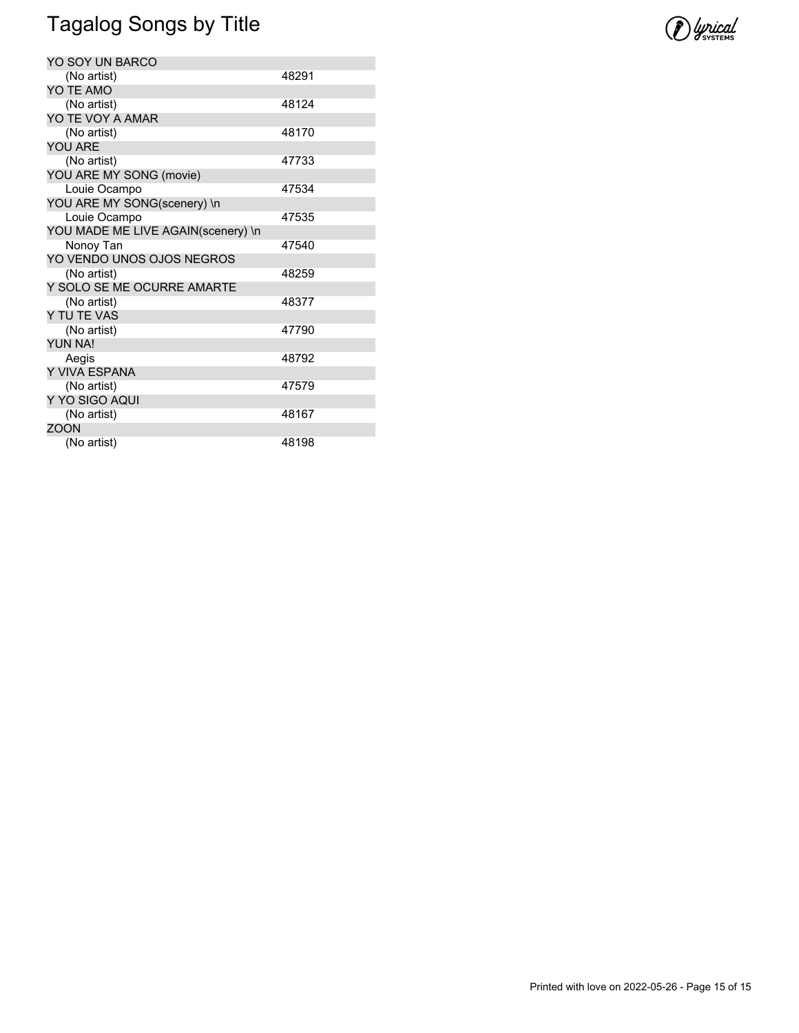| | |
|---|---|
| YO SOY UN BARCO | |
| (No artist) | 48291 |
| YO TE AMO | |
| (No artist) | 48124 |
| YO TE VOY A AMAR | |
| (No artist) | 48170 |
| YOU ARE | |
| (No artist) | 47733 |
| YOU ARE MY SONG (movie) | |
| Louie Ocampo | 47534 |
| YOU ARE MY SONG(scenery) \n | |
| Louie Ocampo | 47535 |
| YOU MADE ME LIVE AGAIN(scenery) \n | |
| Nonoy Tan | 47540 |
| YO VENDO UNOS OJOS NEGROS | |
| (No artist) | 48259 |
| Y SOLO SE ME OCURRE AMARTE | |
| (No artist) | 48377 |
| Y TU TE VAS | |
| (No artist) | 47790 |
| YUN NA! | |
| Aegis | 48792 |
| Y VIVA ESPANA | |
| (No artist) | 47579 |
| Y YO SIGO AQUI | |
| (No artist) | 48167 |
| ZOON | |
| (No artist) | 48198 |